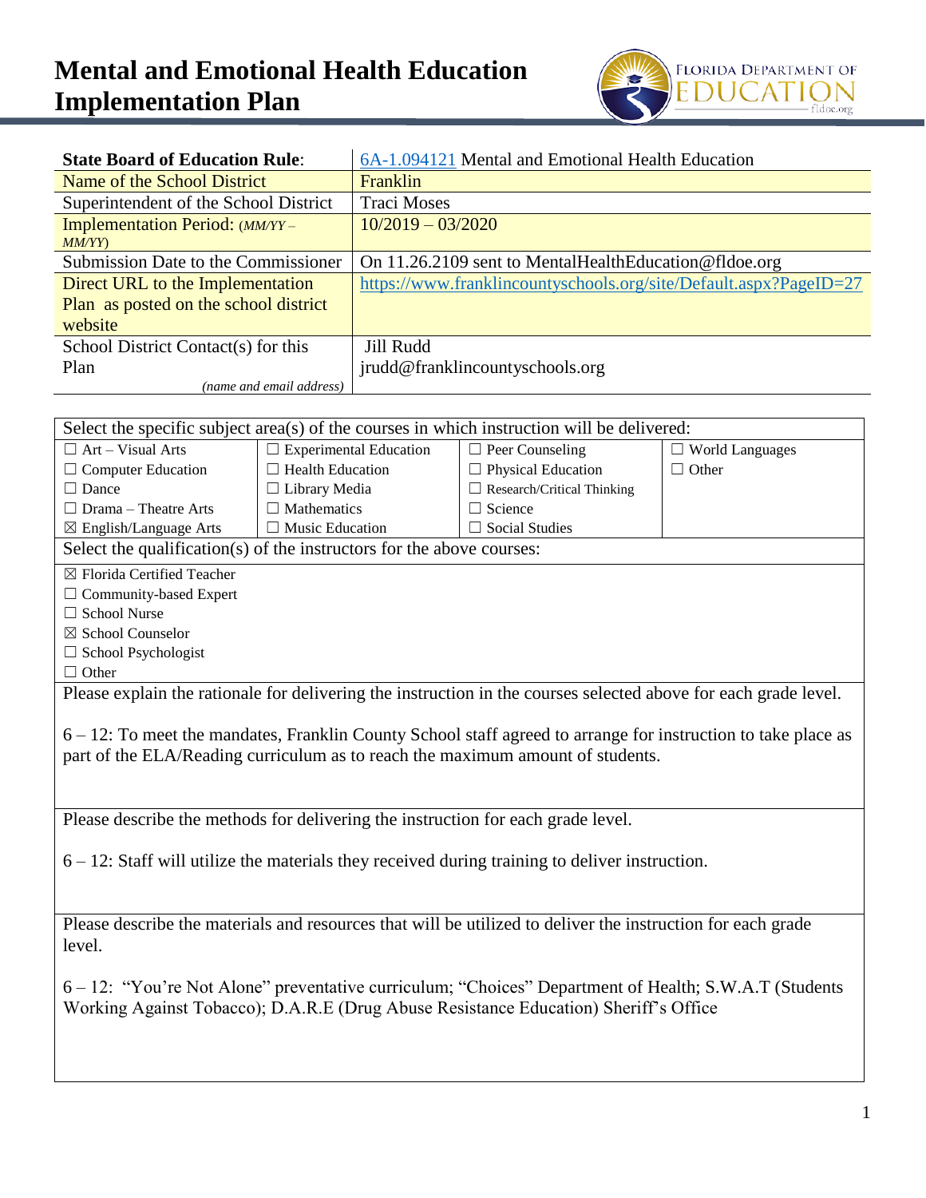# Mental and Emotional Health Education Implementation Plan

| **State Board of Education Rule**: | [6A-1.094121](#) Mental and Emotional Health Education |
|---|---|
| Name of the School District | Franklin |
| Superintendent of the School District | Traci Moses |
| Implementation Period: *(MM/YY – MM/YY)* | 10/2019 – 03/2020 |
| Submission Date to the Commissioner | On 11.26.2109 sent to MentalHealthEducation@fldoe.org |
| Direct URL to the Implementation Plan as posted on the school district website | https://www.franklincountyschools.org/site/Default.aspx?PageID=27 |
| School District Contact(s) for this Plan *(name and email address)* | Jill Rudd<br>jrudd@franklincountyschools.org |

Select the specific subject area(s) of the courses in which instruction will be delivered:

| | | | |
|---|---|---|---|
| ☐ Art – Visual Arts | ☐ Experimental Education | ☐ Peer Counseling | ☐ World Languages |
| ☐ Computer Education | ☐ Health Education | ☐ Physical Education | ☐ Other |
| ☐ Dance | ☐ Library Media | ☐ Research/Critical Thinking | |
| ☐ Drama – Theatre Arts | ☐ Mathematics | ☐ Science | |
| ☒ English/Language Arts | ☐ Music Education | ☐ Social Studies | |

Select the qualification(s) of the instructors for the above courses:

☒ Florida Certified Teacher
☐ Community-based Expert
☐ School Nurse
☒ School Counselor
☐ School Psychologist
☐ Other

Please explain the rationale for delivering the instruction in the courses selected above for each grade level.

6 – 12: To meet the mandates, Franklin County School staff agreed to arrange for instruction to take place as part of the ELA/Reading curriculum as to reach the maximum amount of students.

Please describe the methods for delivering the instruction for each grade level.

6 – 12: Staff will utilize the materials they received during training to deliver instruction.

Please describe the materials and resources that will be utilized to deliver the instruction for each grade level.

6 – 12: "You're Not Alone" preventative curriculum; "Choices" Department of Health; S.W.A.T (Students Working Against Tobacco); D.A.R.E (Drug Abuse Resistance Education) Sheriff's Office